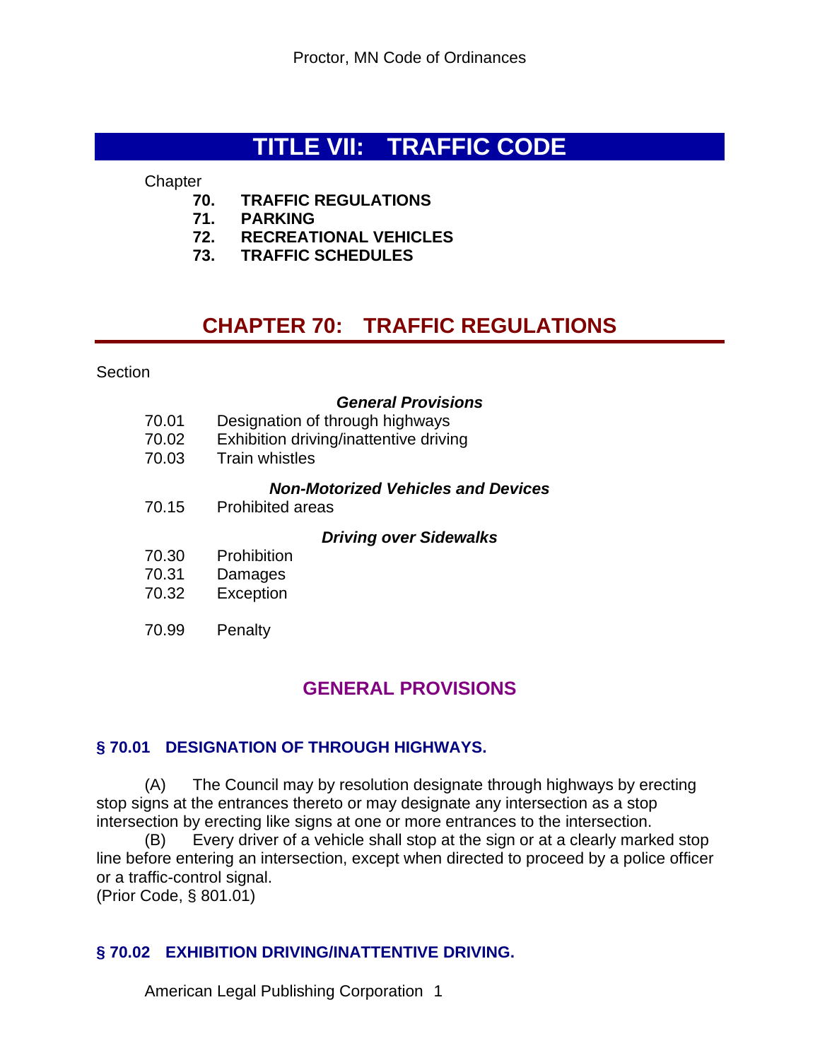# TITLE VII: TRAFFIC CODE

Chapter

**70. TRAFFIC REGULATIONS**
**71. PARKING**
**72. RECREATIONAL VEHICLES**
**73. TRAFFIC SCHEDULES**

## CHAPTER 70: TRAFFIC REGULATIONS

Section

***General Provisions***

70.01 Designation of through highways
70.02 Exhibition driving/inattentive driving
70.03 Train whistles

***Non-Motorized Vehicles and Devices***

70.15 Prohibited areas

***Driving over Sidewalks***

70.30 Prohibition
70.31 Damages
70.32 Exception

70.99 Penalty

### GENERAL PROVISIONS

#### § 70.01 DESIGNATION OF THROUGH HIGHWAYS.

(A) The Council may by resolution designate through highways by erecting stop signs at the entrances thereto or may designate any intersection as a stop intersection by erecting like signs at one or more entrances to the intersection.

(B) Every driver of a vehicle shall stop at the sign or at a clearly marked stop line before entering an intersection, except when directed to proceed by a police officer or a traffic-control signal.

(Prior Code, § 801.01)

#### § 70.02 EXHIBITION DRIVING/INATTENTIVE DRIVING.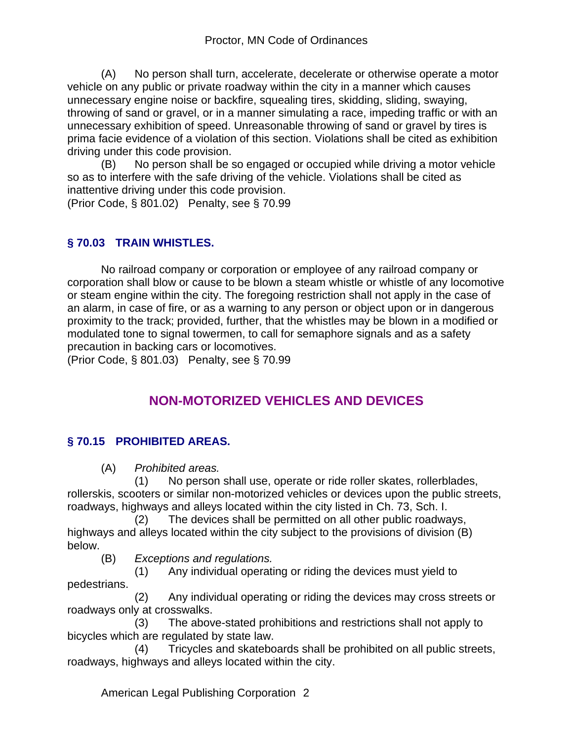(A) No person shall turn, accelerate, decelerate or otherwise operate a motor vehicle on any public or private roadway within the city in a manner which causes unnecessary engine noise or backfire, squealing tires, skidding, sliding, swaying, throwing of sand or gravel, or in a manner simulating a race, impeding traffic or with an unnecessary exhibition of speed. Unreasonable throwing of sand or gravel by tires is prima facie evidence of a violation of this section. Violations shall be cited as exhibition driving under this code provision.

(B) No person shall be so engaged or occupied while driving a motor vehicle so as to interfere with the safe driving of the vehicle. Violations shall be cited as inattentive driving under this code provision.

(Prior Code, § 801.02) Penalty, see § 70.99

### § 70.03 TRAIN WHISTLES.

No railroad company or corporation or employee of any railroad company or corporation shall blow or cause to be blown a steam whistle or whistle of any locomotive or steam engine within the city. The foregoing restriction shall not apply in the case of an alarm, in case of fire, or as a warning to any person or object upon or in dangerous proximity to the track; provided, further, that the whistles may be blown in a modified or modulated tone to signal towermen, to call for semaphore signals and as a safety precaution in backing cars or locomotives.

(Prior Code, § 801.03) Penalty, see § 70.99

## NON-MOTORIZED VEHICLES AND DEVICES

### § 70.15 PROHIBITED AREAS.

(A) *Prohibited areas.*

(1) No person shall use, operate or ride roller skates, rollerblades, rollerskis, scooters or similar non-motorized vehicles or devices upon the public streets, roadways, highways and alleys located within the city listed in Ch. 73, Sch. I.

(2) The devices shall be permitted on all other public roadways, highways and alleys located within the city subject to the provisions of division (B) below.

(B) *Exceptions and regulations.*

(1) Any individual operating or riding the devices must yield to pedestrians.

(2) Any individual operating or riding the devices may cross streets or roadways only at crosswalks.

(3) The above-stated prohibitions and restrictions shall not apply to bicycles which are regulated by state law.

(4) Tricycles and skateboards shall be prohibited on all public streets, roadways, highways and alleys located within the city.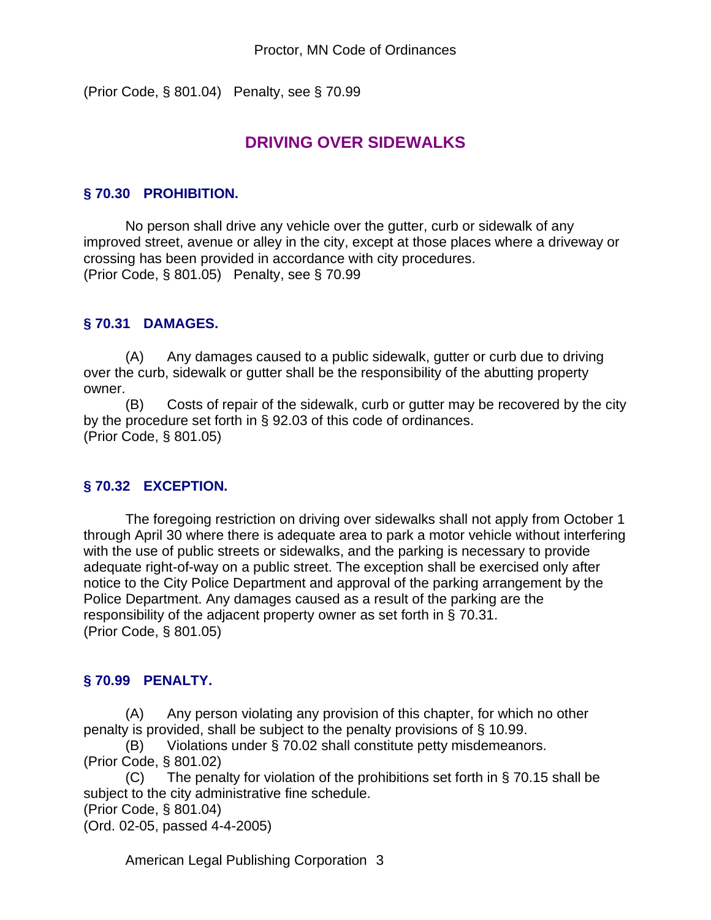(Prior Code, § 801.04) Penalty, see § 70.99

## DRIVING OVER SIDEWALKS

### § 70.30 PROHIBITION.

No person shall drive any vehicle over the gutter, curb or sidewalk of any improved street, avenue or alley in the city, except at those places where a driveway or crossing has been provided in accordance with city procedures.
(Prior Code, § 801.05) Penalty, see § 70.99

### § 70.31 DAMAGES.

(A) Any damages caused to a public sidewalk, gutter or curb due to driving over the curb, sidewalk or gutter shall be the responsibility of the abutting property owner.

(B) Costs of repair of the sidewalk, curb or gutter may be recovered by the city by the procedure set forth in § 92.03 of this code of ordinances.
(Prior Code, § 801.05)

### § 70.32 EXCEPTION.

The foregoing restriction on driving over sidewalks shall not apply from October 1 through April 30 where there is adequate area to park a motor vehicle without interfering with the use of public streets or sidewalks, and the parking is necessary to provide adequate right-of-way on a public street. The exception shall be exercised only after notice to the City Police Department and approval of the parking arrangement by the Police Department. Any damages caused as a result of the parking are the responsibility of the adjacent property owner as set forth in § 70.31.
(Prior Code, § 801.05)

### § 70.99 PENALTY.

(A) Any person violating any provision of this chapter, for which no other penalty is provided, shall be subject to the penalty provisions of § 10.99.

(B) Violations under § 70.02 shall constitute petty misdemeanors.
(Prior Code, § 801.02)

(C) The penalty for violation of the prohibitions set forth in § 70.15 shall be subject to the city administrative fine schedule.
(Prior Code, § 801.04)
(Ord. 02-05, passed 4-4-2005)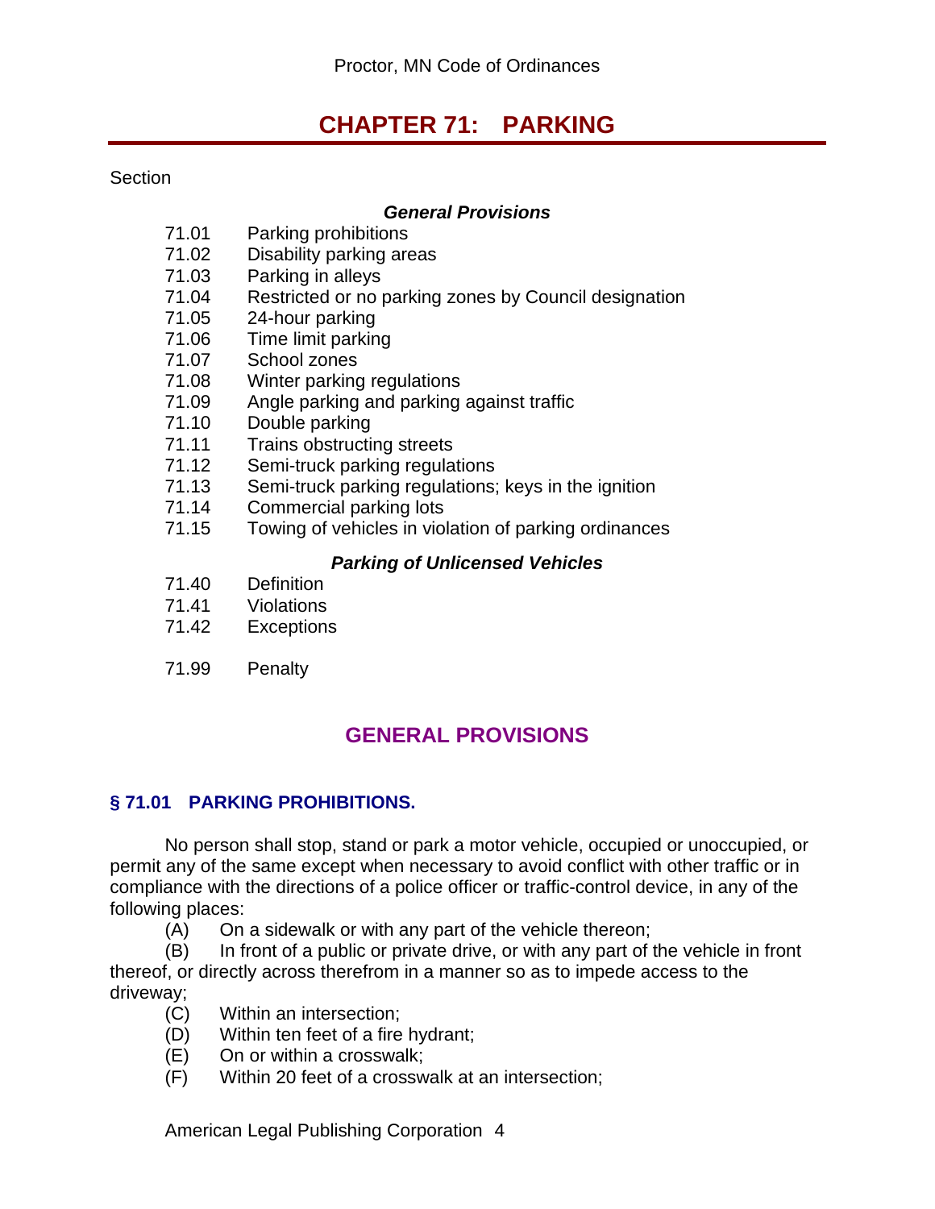# CHAPTER 71: PARKING

Section

***General Provisions***

71.01 Parking prohibitions
71.02 Disability parking areas
71.03 Parking in alleys
71.04 Restricted or no parking zones by Council designation
71.05 24-hour parking
71.06 Time limit parking
71.07 School zones
71.08 Winter parking regulations
71.09 Angle parking and parking against traffic
71.10 Double parking
71.11 Trains obstructing streets
71.12 Semi-truck parking regulations
71.13 Semi-truck parking regulations; keys in the ignition
71.14 Commercial parking lots
71.15 Towing of vehicles in violation of parking ordinances

***Parking of Unlicensed Vehicles***

71.40 Definition
71.41 Violations
71.42 Exceptions

71.99 Penalty

## GENERAL PROVISIONS

### § 71.01 PARKING PROHIBITIONS.

No person shall stop, stand or park a motor vehicle, occupied or unoccupied, or permit any of the same except when necessary to avoid conflict with other traffic or in compliance with the directions of a police officer or traffic-control device, in any of the following places:

(A) On a sidewalk or with any part of the vehicle thereon;

(B) In front of a public or private drive, or with any part of the vehicle in front thereof, or directly across therefrom in a manner so as to impede access to the driveway;

(C) Within an intersection;

(D) Within ten feet of a fire hydrant;

(E) On or within a crosswalk;

(F) Within 20 feet of a crosswalk at an intersection;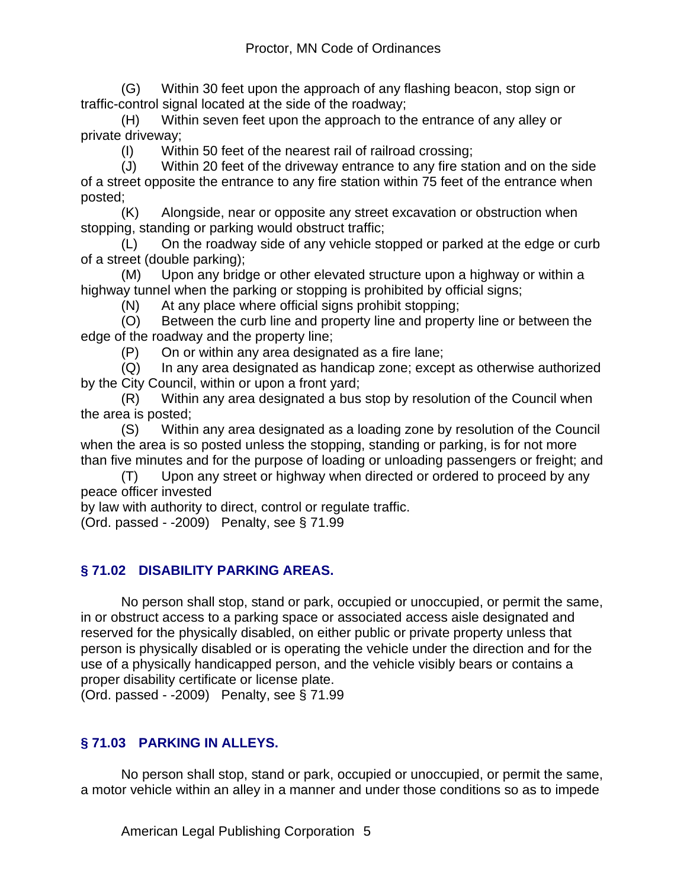(G) Within 30 feet upon the approach of any flashing beacon, stop sign or traffic-control signal located at the side of the roadway;

(H) Within seven feet upon the approach to the entrance of any alley or private driveway;

(I) Within 50 feet of the nearest rail of railroad crossing;

(J) Within 20 feet of the driveway entrance to any fire station and on the side of a street opposite the entrance to any fire station within 75 feet of the entrance when posted;

(K) Alongside, near or opposite any street excavation or obstruction when stopping, standing or parking would obstruct traffic;

(L) On the roadway side of any vehicle stopped or parked at the edge or curb of a street (double parking);

(M) Upon any bridge or other elevated structure upon a highway or within a highway tunnel when the parking or stopping is prohibited by official signs;

(N) At any place where official signs prohibit stopping;

(O) Between the curb line and property line and property line or between the edge of the roadway and the property line;

(P) On or within any area designated as a fire lane;

(Q) In any area designated as handicap zone; except as otherwise authorized by the City Council, within or upon a front yard;

(R) Within any area designated a bus stop by resolution of the Council when the area is posted;

(S) Within any area designated as a loading zone by resolution of the Council when the area is so posted unless the stopping, standing or parking, is for not more than five minutes and for the purpose of loading or unloading passengers or freight; and

(T) Upon any street or highway when directed or ordered to proceed by any peace officer invested by law with authority to direct, control or regulate traffic.

(Ord. passed - -2009) Penalty, see § 71.99

### § 71.02 DISABILITY PARKING AREAS.

No person shall stop, stand or park, occupied or unoccupied, or permit the same, in or obstruct access to a parking space or associated access aisle designated and reserved for the physically disabled, on either public or private property unless that person is physically disabled or is operating the vehicle under the direction and for the use of a physically handicapped person, and the vehicle visibly bears or contains a proper disability certificate or license plate.

(Ord. passed - -2009) Penalty, see § 71.99

### § 71.03 PARKING IN ALLEYS.

No person shall stop, stand or park, occupied or unoccupied, or permit the same, a motor vehicle within an alley in a manner and under those conditions so as to impede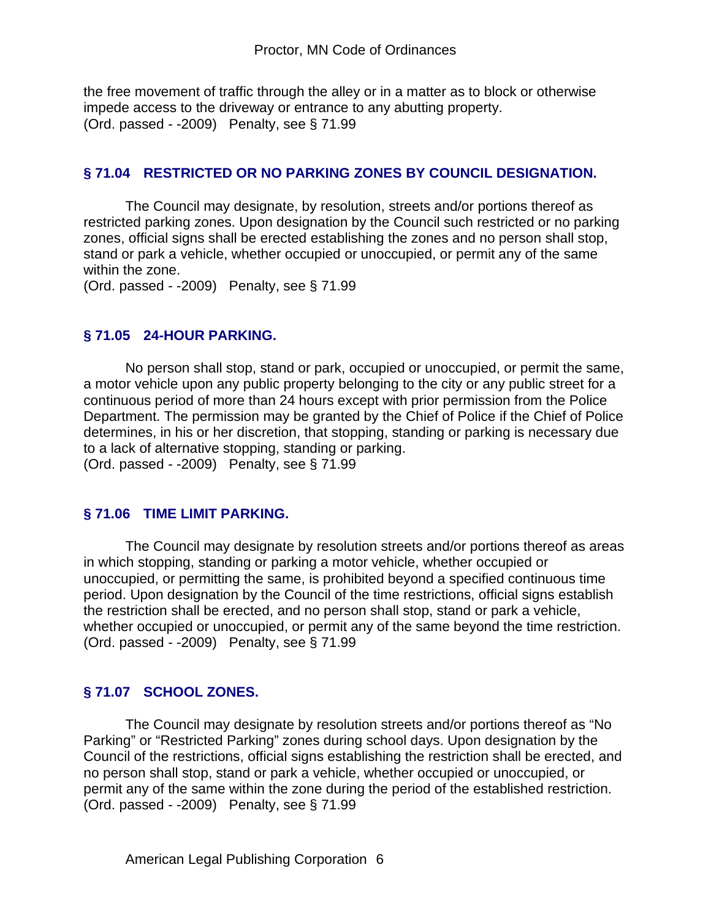the free movement of traffic through the alley or in a matter as to block or otherwise impede access to the driveway or entrance to any abutting property.
(Ord. passed - -2009) Penalty, see § 71.99

### § 71.04 RESTRICTED OR NO PARKING ZONES BY COUNCIL DESIGNATION.

The Council may designate, by resolution, streets and/or portions thereof as restricted parking zones. Upon designation by the Council such restricted or no parking zones, official signs shall be erected establishing the zones and no person shall stop, stand or park a vehicle, whether occupied or unoccupied, or permit any of the same within the zone.
(Ord. passed - -2009) Penalty, see § 71.99

### § 71.05 24-HOUR PARKING.

No person shall stop, stand or park, occupied or unoccupied, or permit the same, a motor vehicle upon any public property belonging to the city or any public street for a continuous period of more than 24 hours except with prior permission from the Police Department. The permission may be granted by the Chief of Police if the Chief of Police determines, in his or her discretion, that stopping, standing or parking is necessary due to a lack of alternative stopping, standing or parking.
(Ord. passed - -2009) Penalty, see § 71.99

### § 71.06 TIME LIMIT PARKING.

The Council may designate by resolution streets and/or portions thereof as areas in which stopping, standing or parking a motor vehicle, whether occupied or unoccupied, or permitting the same, is prohibited beyond a specified continuous time period. Upon designation by the Council of the time restrictions, official signs establish the restriction shall be erected, and no person shall stop, stand or park a vehicle, whether occupied or unoccupied, or permit any of the same beyond the time restriction.
(Ord. passed - -2009) Penalty, see § 71.99

### § 71.07 SCHOOL ZONES.

The Council may designate by resolution streets and/or portions thereof as "No Parking" or "Restricted Parking" zones during school days. Upon designation by the Council of the restrictions, official signs establishing the restriction shall be erected, and no person shall stop, stand or park a vehicle, whether occupied or unoccupied, or permit any of the same within the zone during the period of the established restriction.
(Ord. passed - -2009) Penalty, see § 71.99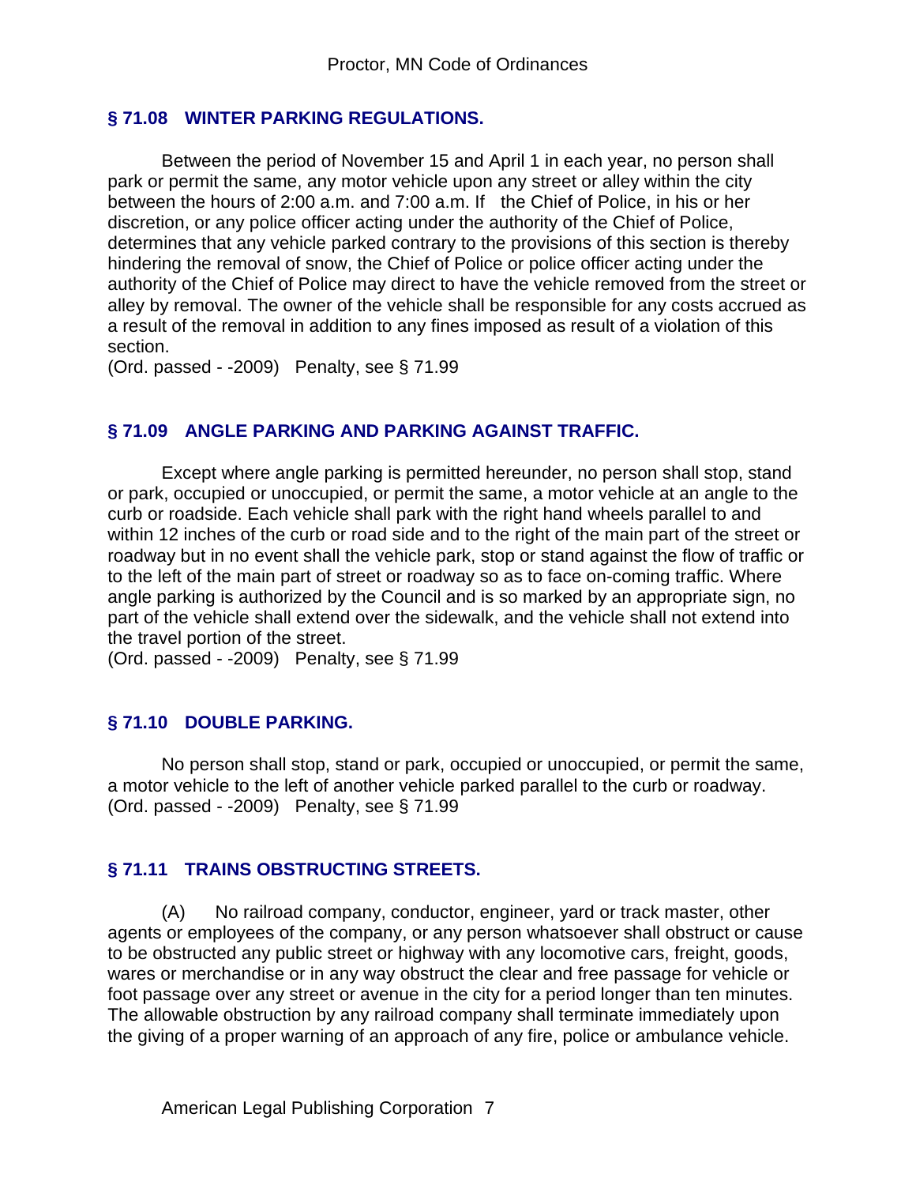## § 71.08 WINTER PARKING REGULATIONS.

Between the period of November 15 and April 1 in each year, no person shall park or permit the same, any motor vehicle upon any street or alley within the city between the hours of 2:00 a.m. and 7:00 a.m. If the Chief of Police, in his or her discretion, or any police officer acting under the authority of the Chief of Police, determines that any vehicle parked contrary to the provisions of this section is thereby hindering the removal of snow, the Chief of Police or police officer acting under the authority of the Chief of Police may direct to have the vehicle removed from the street or alley by removal. The owner of the vehicle shall be responsible for any costs accrued as a result of the removal in addition to any fines imposed as result of a violation of this section.

(Ord. passed - -2009) Penalty, see § 71.99

## § 71.09 ANGLE PARKING AND PARKING AGAINST TRAFFIC.

Except where angle parking is permitted hereunder, no person shall stop, stand or park, occupied or unoccupied, or permit the same, a motor vehicle at an angle to the curb or roadside. Each vehicle shall park with the right hand wheels parallel to and within 12 inches of the curb or road side and to the right of the main part of the street or roadway but in no event shall the vehicle park, stop or stand against the flow of traffic or to the left of the main part of street or roadway so as to face on-coming traffic. Where angle parking is authorized by the Council and is so marked by an appropriate sign, no part of the vehicle shall extend over the sidewalk, and the vehicle shall not extend into the travel portion of the street.

(Ord. passed - -2009) Penalty, see § 71.99

## § 71.10 DOUBLE PARKING.

No person shall stop, stand or park, occupied or unoccupied, or permit the same, a motor vehicle to the left of another vehicle parked parallel to the curb or roadway.

(Ord. passed - -2009) Penalty, see § 71.99

## § 71.11 TRAINS OBSTRUCTING STREETS.

(A) No railroad company, conductor, engineer, yard or track master, other agents or employees of the company, or any person whatsoever shall obstruct or cause to be obstructed any public street or highway with any locomotive cars, freight, goods, wares or merchandise or in any way obstruct the clear and free passage for vehicle or foot passage over any street or avenue in the city for a period longer than ten minutes. The allowable obstruction by any railroad company shall terminate immediately upon the giving of a proper warning of an approach of any fire, police or ambulance vehicle.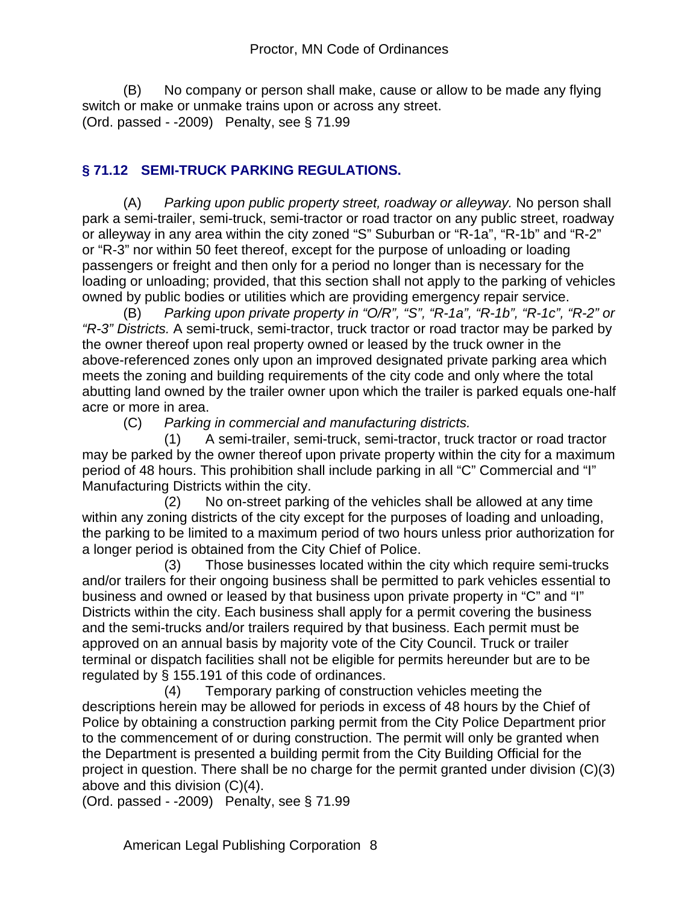(B) No company or person shall make, cause or allow to be made any flying switch or make or unmake trains upon or across any street.
(Ord. passed - -2009) Penalty, see § 71.99

## § 71.12 SEMI-TRUCK PARKING REGULATIONS.

(A) *Parking upon public property street, roadway or alleyway.* No person shall park a semi-trailer, semi-truck, semi-tractor or road tractor on any public street, roadway or alleyway in any area within the city zoned "S" Suburban or "R-1a", "R-1b" and "R-2" or "R-3" nor within 50 feet thereof, except for the purpose of unloading or loading passengers or freight and then only for a period no longer than is necessary for the loading or unloading; provided, that this section shall not apply to the parking of vehicles owned by public bodies or utilities which are providing emergency repair service.

(B) *Parking upon private property in "O/R", "S", "R-1a", "R-1b", "R-1c", "R-2" or "R-3" Districts.* A semi-truck, semi-tractor, truck tractor or road tractor may be parked by the owner thereof upon real property owned or leased by the truck owner in the above-referenced zones only upon an improved designated private parking area which meets the zoning and building requirements of the city code and only where the total abutting land owned by the trailer owner upon which the trailer is parked equals one-half acre or more in area.

(C) *Parking in commercial and manufacturing districts.*

(1) A semi-trailer, semi-truck, semi-tractor, truck tractor or road tractor may be parked by the owner thereof upon private property within the city for a maximum period of 48 hours. This prohibition shall include parking in all "C" Commercial and "I" Manufacturing Districts within the city.

(2) No on-street parking of the vehicles shall be allowed at any time within any zoning districts of the city except for the purposes of loading and unloading, the parking to be limited to a maximum period of two hours unless prior authorization for a longer period is obtained from the City Chief of Police.

(3) Those businesses located within the city which require semi-trucks and/or trailers for their ongoing business shall be permitted to park vehicles essential to business and owned or leased by that business upon private property in "C" and "I" Districts within the city. Each business shall apply for a permit covering the business and the semi-trucks and/or trailers required by that business. Each permit must be approved on an annual basis by majority vote of the City Council. Truck or trailer terminal or dispatch facilities shall not be eligible for permits hereunder but are to be regulated by § 155.191 of this code of ordinances.

(4) Temporary parking of construction vehicles meeting the descriptions herein may be allowed for periods in excess of 48 hours by the Chief of Police by obtaining a construction parking permit from the City Police Department prior to the commencement of or during construction. The permit will only be granted when the Department is presented a building permit from the City Building Official for the project in question. There shall be no charge for the permit granted under division (C)(3) above and this division (C)(4).

(Ord. passed - -2009) Penalty, see § 71.99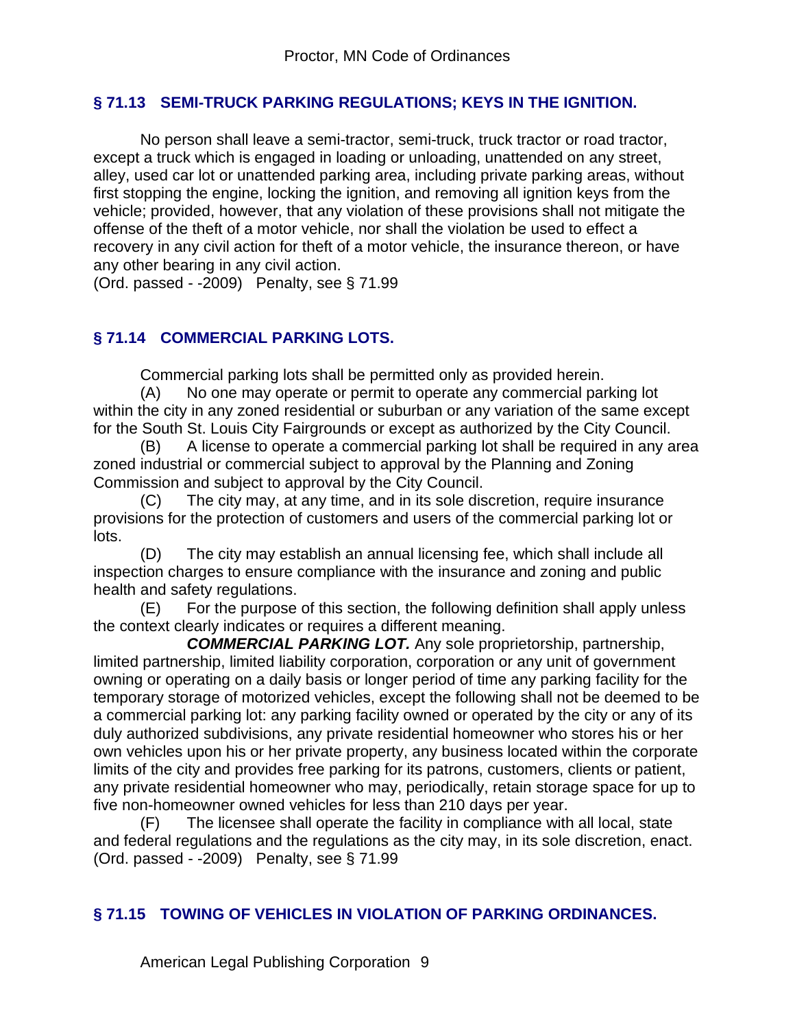## § 71.13 SEMI-TRUCK PARKING REGULATIONS; KEYS IN THE IGNITION.

No person shall leave a semi-tractor, semi-truck, truck tractor or road tractor, except a truck which is engaged in loading or unloading, unattended on any street, alley, used car lot or unattended parking area, including private parking areas, without first stopping the engine, locking the ignition, and removing all ignition keys from the vehicle; provided, however, that any violation of these provisions shall not mitigate the offense of the theft of a motor vehicle, nor shall the violation be used to effect a recovery in any civil action for theft of a motor vehicle, the insurance thereon, or have any other bearing in any civil action.

(Ord. passed - -2009) Penalty, see § 71.99

## § 71.14 COMMERCIAL PARKING LOTS.

Commercial parking lots shall be permitted only as provided herein.

(A) No one may operate or permit to operate any commercial parking lot within the city in any zoned residential or suburban or any variation of the same except for the South St. Louis City Fairgrounds or except as authorized by the City Council.

(B) A license to operate a commercial parking lot shall be required in any area zoned industrial or commercial subject to approval by the Planning and Zoning Commission and subject to approval by the City Council.

(C) The city may, at any time, and in its sole discretion, require insurance provisions for the protection of customers and users of the commercial parking lot or lots.

(D) The city may establish an annual licensing fee, which shall include all inspection charges to ensure compliance with the insurance and zoning and public health and safety regulations.

(E) For the purpose of this section, the following definition shall apply unless the context clearly indicates or requires a different meaning.

***COMMERCIAL PARKING LOT.*** Any sole proprietorship, partnership, limited partnership, limited liability corporation, corporation or any unit of government owning or operating on a daily basis or longer period of time any parking facility for the temporary storage of motorized vehicles, except the following shall not be deemed to be a commercial parking lot: any parking facility owned or operated by the city or any of its duly authorized subdivisions, any private residential homeowner who stores his or her own vehicles upon his or her private property, any business located within the corporate limits of the city and provides free parking for its patrons, customers, clients or patient, any private residential homeowner who may, periodically, retain storage space for up to five non-homeowner owned vehicles for less than 210 days per year.

(F) The licensee shall operate the facility in compliance with all local, state and federal regulations and the regulations as the city may, in its sole discretion, enact.

(Ord. passed - -2009) Penalty, see § 71.99

## § 71.15 TOWING OF VEHICLES IN VIOLATION OF PARKING ORDINANCES.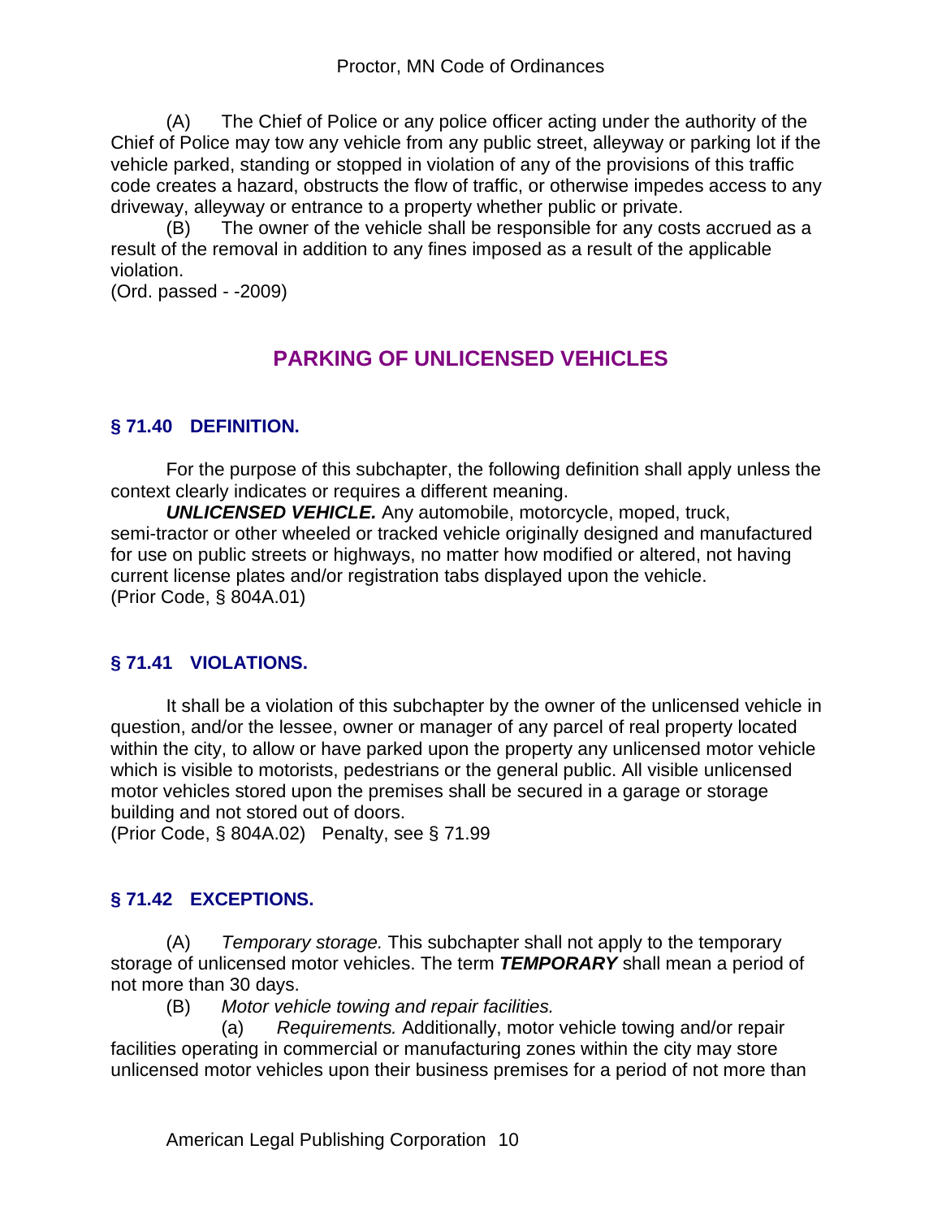(A) The Chief of Police or any police officer acting under the authority of the Chief of Police may tow any vehicle from any public street, alleyway or parking lot if the vehicle parked, standing or stopped in violation of any of the provisions of this traffic code creates a hazard, obstructs the flow of traffic, or otherwise impedes access to any driveway, alleyway or entrance to a property whether public or private.

(B) The owner of the vehicle shall be responsible for any costs accrued as a result of the removal in addition to any fines imposed as a result of the applicable violation.

(Ord. passed - -2009)

## PARKING OF UNLICENSED VEHICLES

### § 71.40 DEFINITION.

For the purpose of this subchapter, the following definition shall apply unless the context clearly indicates or requires a different meaning.

***UNLICENSED VEHICLE.*** Any automobile, motorcycle, moped, truck, semi-tractor or other wheeled or tracked vehicle originally designed and manufactured for use on public streets or highways, no matter how modified or altered, not having current license plates and/or registration tabs displayed upon the vehicle.

(Prior Code, § 804A.01)

### § 71.41 VIOLATIONS.

It shall be a violation of this subchapter by the owner of the unlicensed vehicle in question, and/or the lessee, owner or manager of any parcel of real property located within the city, to allow or have parked upon the property any unlicensed motor vehicle which is visible to motorists, pedestrians or the general public. All visible unlicensed motor vehicles stored upon the premises shall be secured in a garage or storage building and not stored out of doors.

(Prior Code, § 804A.02) Penalty, see § 71.99

### § 71.42 EXCEPTIONS.

(A) *Temporary storage.* This subchapter shall not apply to the temporary storage of unlicensed motor vehicles. The term ***TEMPORARY*** shall mean a period of not more than 30 days.

(B) *Motor vehicle towing and repair facilities.*

(a) *Requirements.* Additionally, motor vehicle towing and/or repair facilities operating in commercial or manufacturing zones within the city may store unlicensed motor vehicles upon their business premises for a period of not more than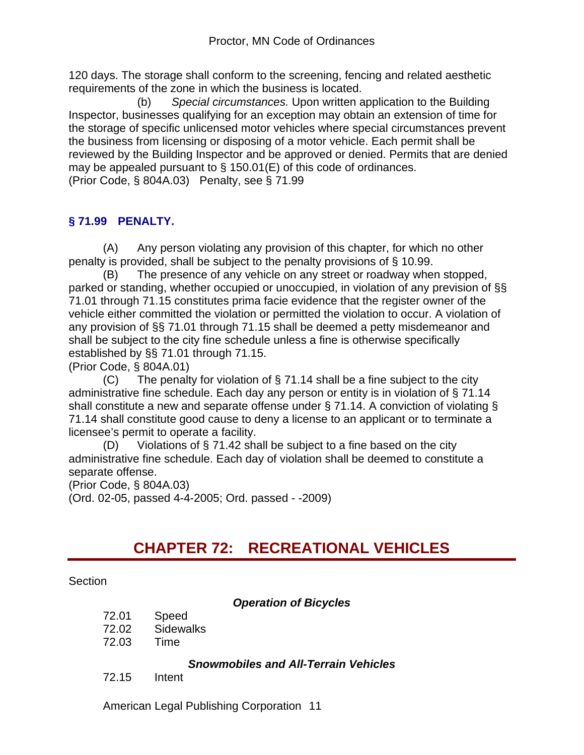120 days. The storage shall conform to the screening, fencing and related aesthetic requirements of the zone in which the business is located.

(b) *Special circumstances.* Upon written application to the Building Inspector, businesses qualifying for an exception may obtain an extension of time for the storage of specific unlicensed motor vehicles where special circumstances prevent the business from licensing or disposing of a motor vehicle. Each permit shall be reviewed by the Building Inspector and be approved or denied. Permits that are denied may be appealed pursuant to § 150.01(E) of this code of ordinances.
(Prior Code, § 804A.03) Penalty, see § 71.99

### § 71.99 PENALTY.

(A) Any person violating any provision of this chapter, for which no other penalty is provided, shall be subject to the penalty provisions of § 10.99.

(B) The presence of any vehicle on any street or roadway when stopped, parked or standing, whether occupied or unoccupied, in violation of any prevision of §§ 71.01 through 71.15 constitutes prima facie evidence that the register owner of the vehicle either committed the violation or permitted the violation to occur. A violation of any provision of §§ 71.01 through 71.15 shall be deemed a petty misdemeanor and shall be subject to the city fine schedule unless a fine is otherwise specifically established by §§ 71.01 through 71.15.
(Prior Code, § 804A.01)

(C) The penalty for violation of § 71.14 shall be a fine subject to the city administrative fine schedule. Each day any person or entity is in violation of § 71.14 shall constitute a new and separate offense under § 71.14. A conviction of violating § 71.14 shall constitute good cause to deny a license to an applicant or to terminate a licensee's permit to operate a facility.

(D) Violations of § 71.42 shall be subject to a fine based on the city administrative fine schedule. Each day of violation shall be deemed to constitute a separate offense.
(Prior Code, § 804A.03)
(Ord. 02-05, passed 4-4-2005; Ord. passed - -2009)

## CHAPTER 72: RECREATIONAL VEHICLES

Section

***Operation of Bicycles***

72.01 Speed
72.02 Sidewalks
72.03 Time

***Snowmobiles and All-Terrain Vehicles***

72.15 Intent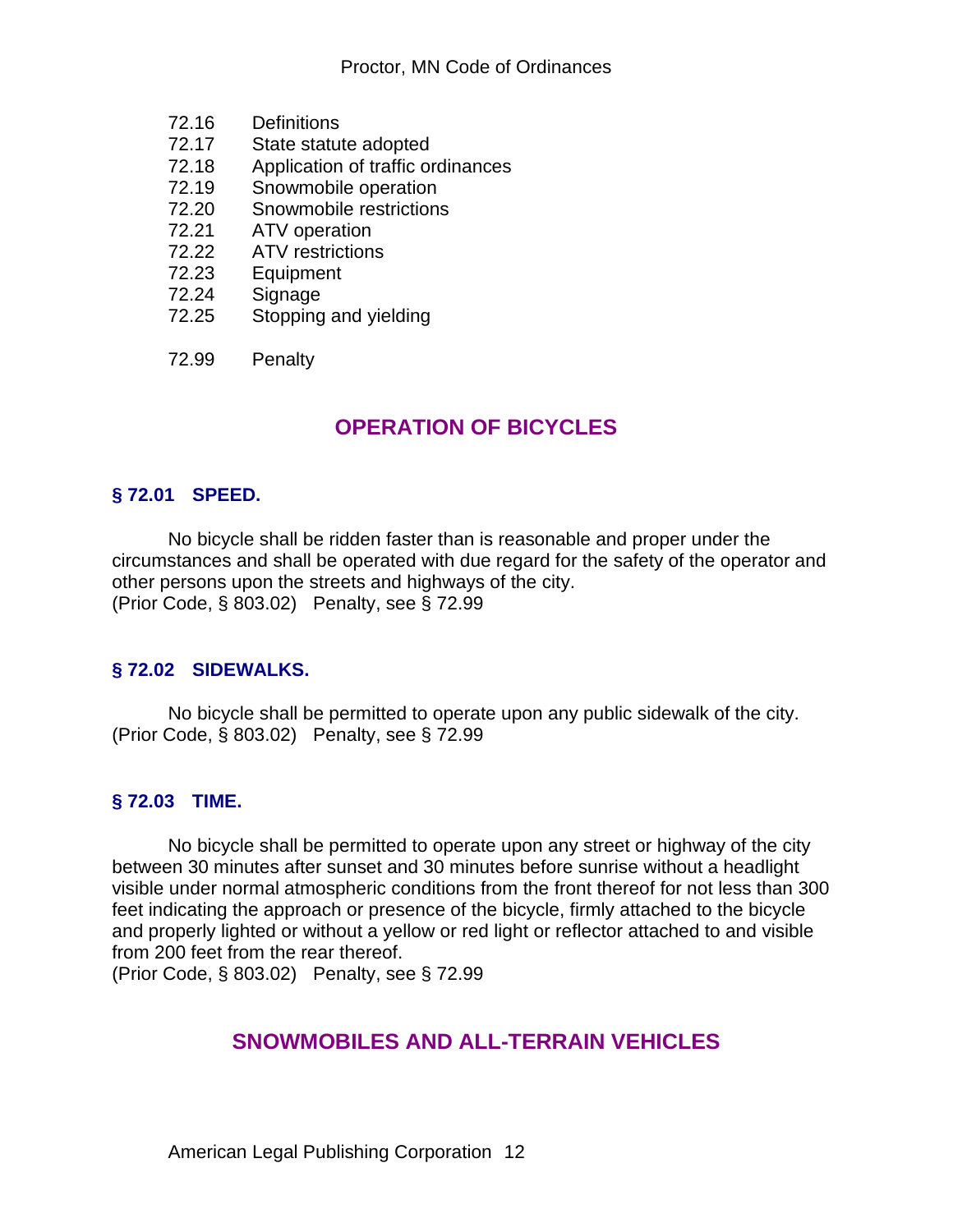72.16 Definitions
72.17 State statute adopted
72.18 Application of traffic ordinances
72.19 Snowmobile operation
72.20 Snowmobile restrictions
72.21 ATV operation
72.22 ATV restrictions
72.23 Equipment
72.24 Signage
72.25 Stopping and yielding

72.99 Penalty

## OPERATION OF BICYCLES

### § 72.01 SPEED.

No bicycle shall be ridden faster than is reasonable and proper under the circumstances and shall be operated with due regard for the safety of the operator and other persons upon the streets and highways of the city.
(Prior Code, § 803.02) Penalty, see § 72.99

### § 72.02 SIDEWALKS.

No bicycle shall be permitted to operate upon any public sidewalk of the city.
(Prior Code, § 803.02) Penalty, see § 72.99

### § 72.03 TIME.

No bicycle shall be permitted to operate upon any street or highway of the city between 30 minutes after sunset and 30 minutes before sunrise without a headlight visible under normal atmospheric conditions from the front thereof for not less than 300 feet indicating the approach or presence of the bicycle, firmly attached to the bicycle and properly lighted or without a yellow or red light or reflector attached to and visible from 200 feet from the rear thereof.
(Prior Code, § 803.02) Penalty, see § 72.99

## SNOWMOBILES AND ALL-TERRAIN VEHICLES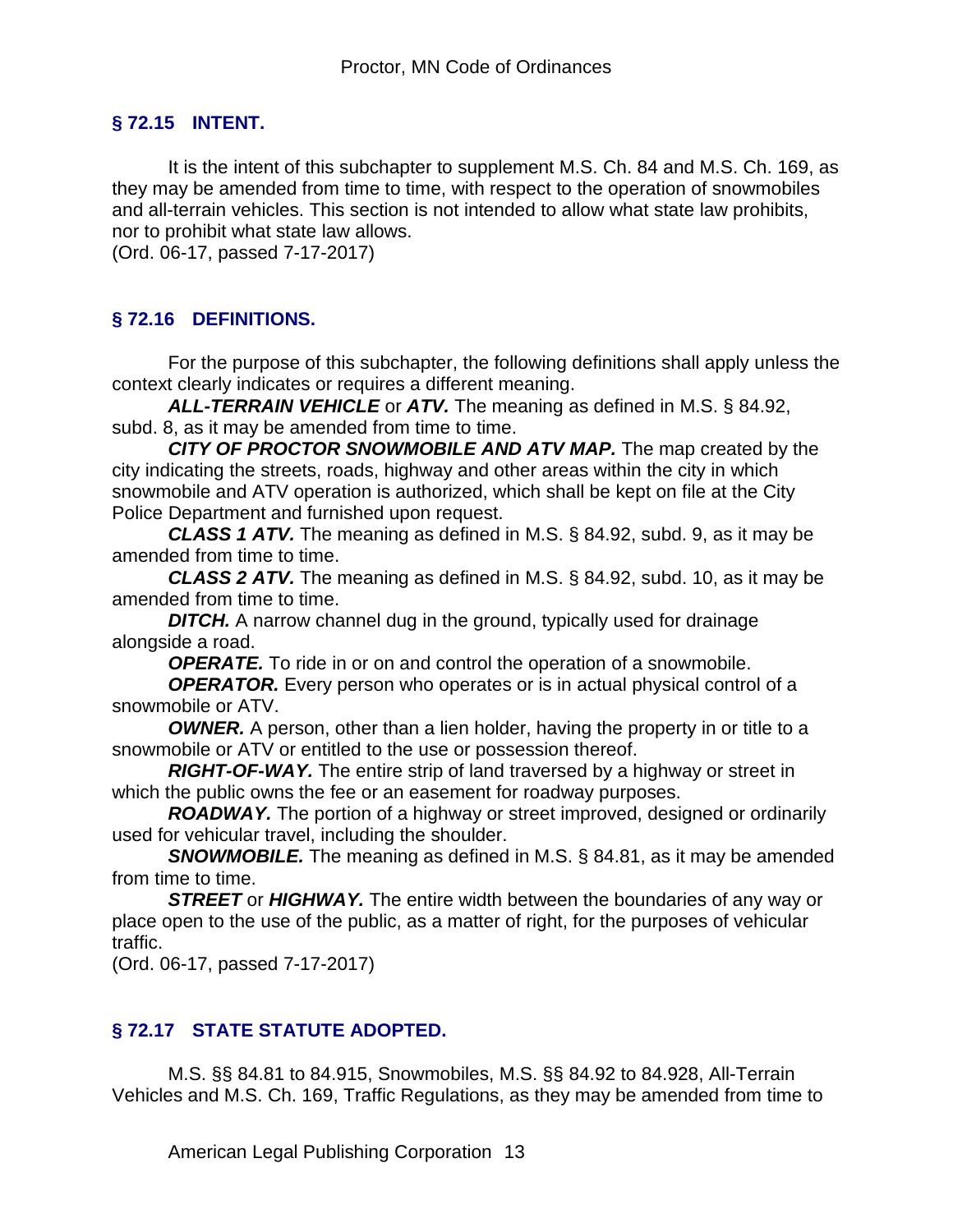## § 72.15 INTENT.

It is the intent of this subchapter to supplement M.S. Ch. 84 and M.S. Ch. 169, as they may be amended from time to time, with respect to the operation of snowmobiles and all-terrain vehicles. This section is not intended to allow what state law prohibits, nor to prohibit what state law allows.
(Ord. 06-17, passed 7-17-2017)

## § 72.16 DEFINITIONS.

For the purpose of this subchapter, the following definitions shall apply unless the context clearly indicates or requires a different meaning.

***ALL-TERRAIN VEHICLE*** or ***ATV.*** The meaning as defined in M.S. § 84.92, subd. 8, as it may be amended from time to time.

***CITY OF PROCTOR SNOWMOBILE AND ATV MAP.*** The map created by the city indicating the streets, roads, highway and other areas within the city in which snowmobile and ATV operation is authorized, which shall be kept on file at the City Police Department and furnished upon request.

***CLASS 1 ATV.*** The meaning as defined in M.S. § 84.92, subd. 9, as it may be amended from time to time.

***CLASS 2 ATV.*** The meaning as defined in M.S. § 84.92, subd. 10, as it may be amended from time to time.

***DITCH.*** A narrow channel dug in the ground, typically used for drainage alongside a road.

***OPERATE.*** To ride in or on and control the operation of a snowmobile.

***OPERATOR.*** Every person who operates or is in actual physical control of a snowmobile or ATV.

***OWNER.*** A person, other than a lien holder, having the property in or title to a snowmobile or ATV or entitled to the use or possession thereof.

***RIGHT-OF-WAY.*** The entire strip of land traversed by a highway or street in which the public owns the fee or an easement for roadway purposes.

***ROADWAY.*** The portion of a highway or street improved, designed or ordinarily used for vehicular travel, including the shoulder.

***SNOWMOBILE.*** The meaning as defined in M.S. § 84.81, as it may be amended from time to time.

***STREET*** or ***HIGHWAY.*** The entire width between the boundaries of any way or place open to the use of the public, as a matter of right, for the purposes of vehicular traffic.
(Ord. 06-17, passed 7-17-2017)

## § 72.17 STATE STATUTE ADOPTED.

M.S. §§ 84.81 to 84.915, Snowmobiles, M.S. §§ 84.92 to 84.928, All-Terrain Vehicles and M.S. Ch. 169, Traffic Regulations, as they may be amended from time to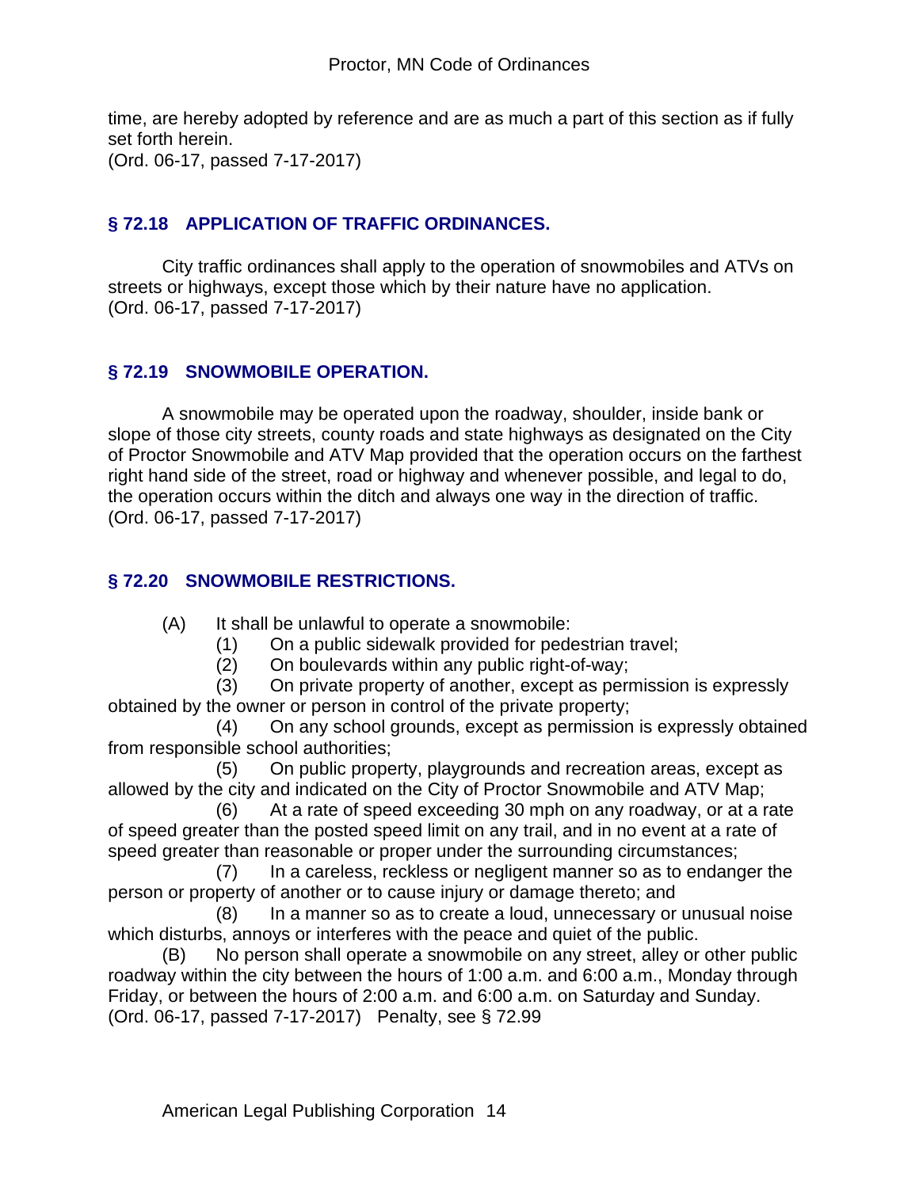time, are hereby adopted by reference and are as much a part of this section as if fully set forth herein.
(Ord. 06-17, passed 7-17-2017)

## § 72.18 APPLICATION OF TRAFFIC ORDINANCES.

City traffic ordinances shall apply to the operation of snowmobiles and ATVs on streets or highways, except those which by their nature have no application.
(Ord. 06-17, passed 7-17-2017)

## § 72.19 SNOWMOBILE OPERATION.

A snowmobile may be operated upon the roadway, shoulder, inside bank or slope of those city streets, county roads and state highways as designated on the City of Proctor Snowmobile and ATV Map provided that the operation occurs on the farthest right hand side of the street, road or highway and whenever possible, and legal to do, the operation occurs within the ditch and always one way in the direction of traffic.
(Ord. 06-17, passed 7-17-2017)

## § 72.20 SNOWMOBILE RESTRICTIONS.

(A) It shall be unlawful to operate a snowmobile:

(1) On a public sidewalk provided for pedestrian travel;

(2) On boulevards within any public right-of-way;

(3) On private property of another, except as permission is expressly obtained by the owner or person in control of the private property;

(4) On any school grounds, except as permission is expressly obtained from responsible school authorities;

(5) On public property, playgrounds and recreation areas, except as allowed by the city and indicated on the City of Proctor Snowmobile and ATV Map;

(6) At a rate of speed exceeding 30 mph on any roadway, or at a rate of speed greater than the posted speed limit on any trail, and in no event at a rate of speed greater than reasonable or proper under the surrounding circumstances;

(7) In a careless, reckless or negligent manner so as to endanger the person or property of another or to cause injury or damage thereto; and

(8) In a manner so as to create a loud, unnecessary or unusual noise which disturbs, annoys or interferes with the peace and quiet of the public.

(B) No person shall operate a snowmobile on any street, alley or other public roadway within the city between the hours of 1:00 a.m. and 6:00 a.m., Monday through Friday, or between the hours of 2:00 a.m. and 6:00 a.m. on Saturday and Sunday.
(Ord. 06-17, passed 7-17-2017) Penalty, see § 72.99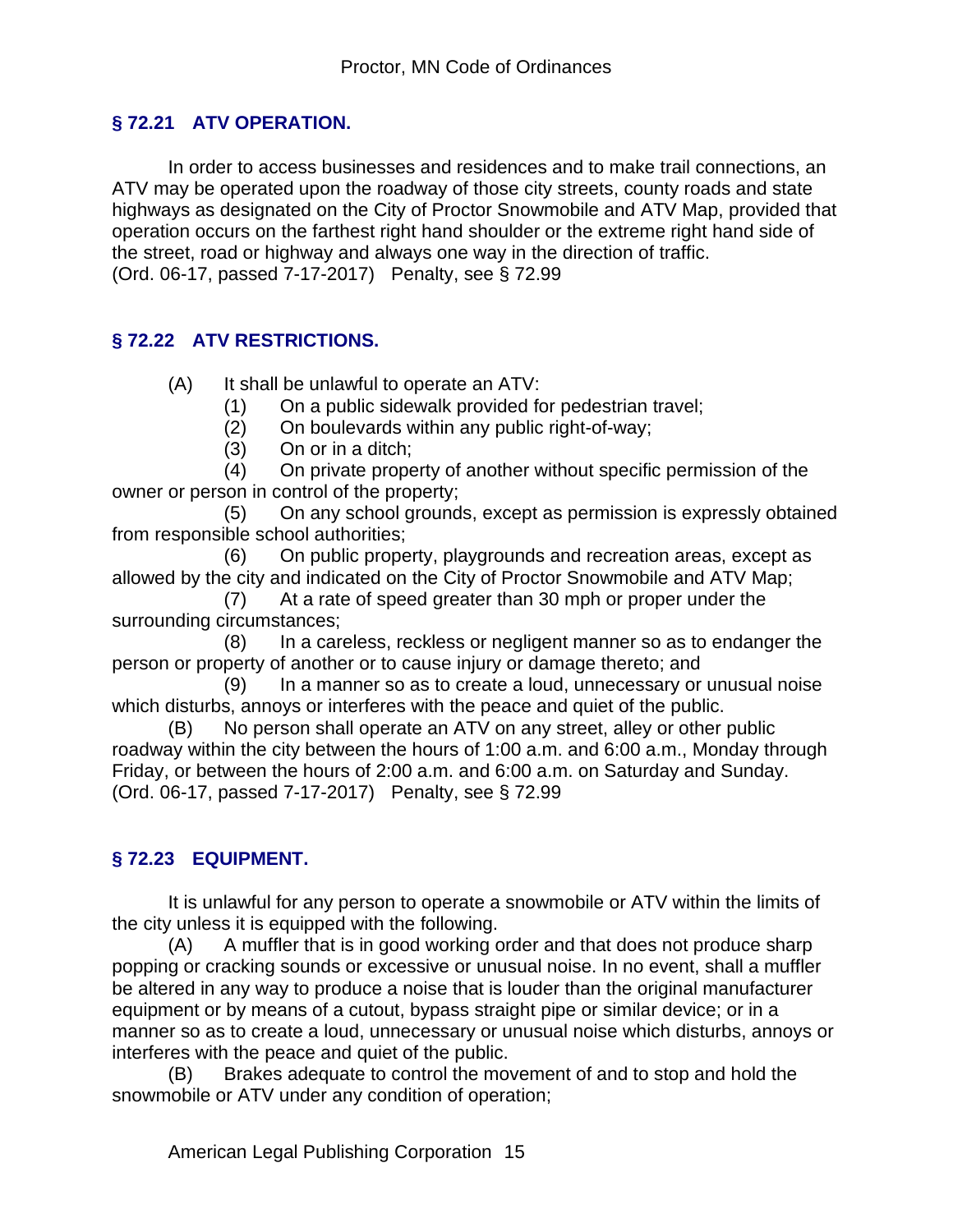## § 72.21 ATV OPERATION.

In order to access businesses and residences and to make trail connections, an ATV may be operated upon the roadway of those city streets, county roads and state highways as designated on the City of Proctor Snowmobile and ATV Map, provided that operation occurs on the farthest right hand shoulder or the extreme right hand side of the street, road or highway and always one way in the direction of traffic.
(Ord. 06-17, passed 7-17-2017) Penalty, see § 72.99

## § 72.22 ATV RESTRICTIONS.

(A) It shall be unlawful to operate an ATV:

(1) On a public sidewalk provided for pedestrian travel;

(2) On boulevards within any public right-of-way;

(3) On or in a ditch;

(4) On private property of another without specific permission of the owner or person in control of the property;

(5) On any school grounds, except as permission is expressly obtained from responsible school authorities;

(6) On public property, playgrounds and recreation areas, except as allowed by the city and indicated on the City of Proctor Snowmobile and ATV Map;

(7) At a rate of speed greater than 30 mph or proper under the surrounding circumstances;

(8) In a careless, reckless or negligent manner so as to endanger the person or property of another or to cause injury or damage thereto; and

(9) In a manner so as to create a loud, unnecessary or unusual noise which disturbs, annoys or interferes with the peace and quiet of the public.

(B) No person shall operate an ATV on any street, alley or other public roadway within the city between the hours of 1:00 a.m. and 6:00 a.m., Monday through Friday, or between the hours of 2:00 a.m. and 6:00 a.m. on Saturday and Sunday.
(Ord. 06-17, passed 7-17-2017) Penalty, see § 72.99

## § 72.23 EQUIPMENT.

It is unlawful for any person to operate a snowmobile or ATV within the limits of the city unless it is equipped with the following.

(A) A muffler that is in good working order and that does not produce sharp popping or cracking sounds or excessive or unusual noise. In no event, shall a muffler be altered in any way to produce a noise that is louder than the original manufacturer equipment or by means of a cutout, bypass straight pipe or similar device; or in a manner so as to create a loud, unnecessary or unusual noise which disturbs, annoys or interferes with the peace and quiet of the public.

(B) Brakes adequate to control the movement of and to stop and hold the snowmobile or ATV under any condition of operation;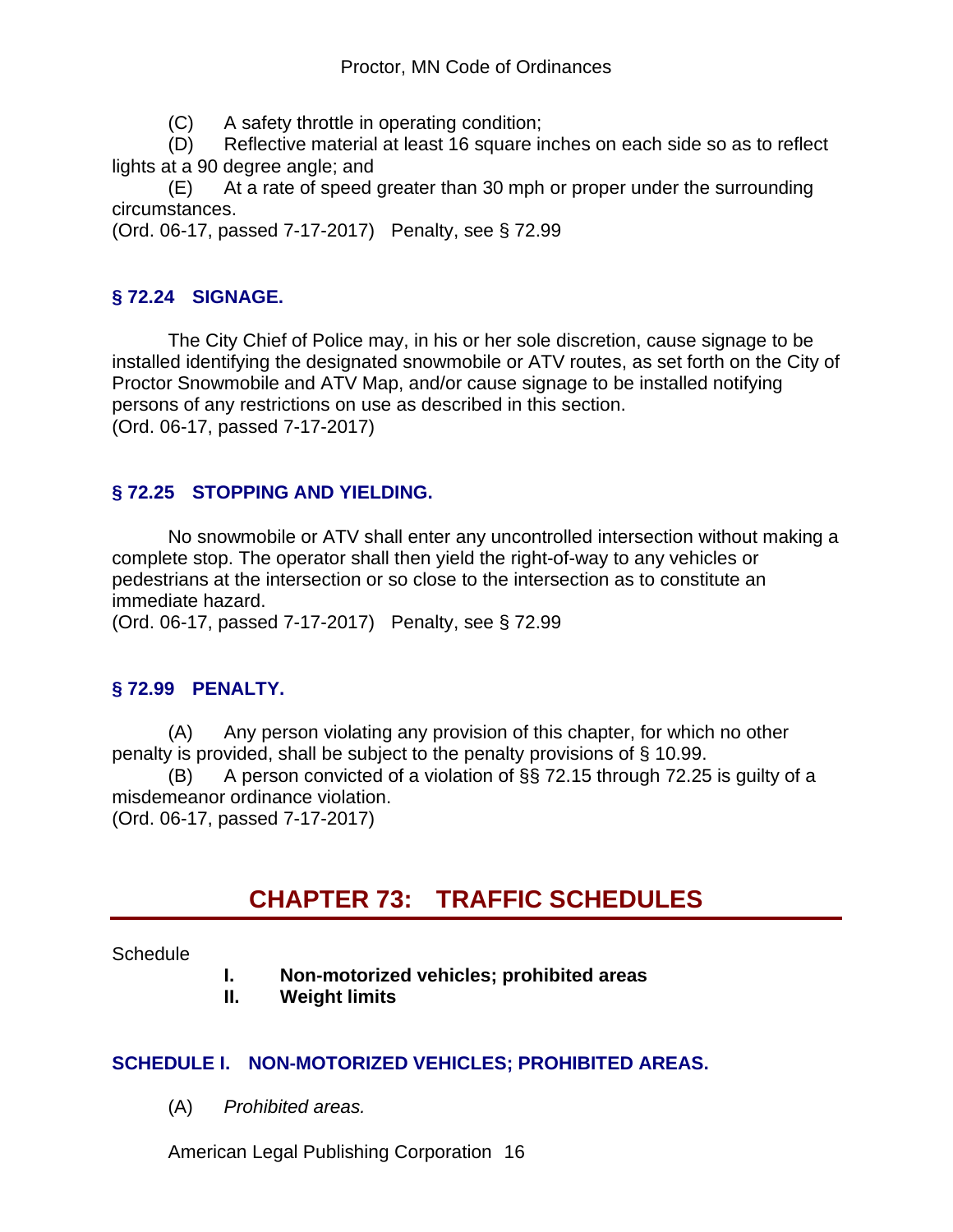(C) A safety throttle in operating condition;

(D) Reflective material at least 16 square inches on each side so as to reflect lights at a 90 degree angle; and

(E) At a rate of speed greater than 30 mph or proper under the surrounding circumstances.

(Ord. 06-17, passed 7-17-2017) Penalty, see § 72.99

### § 72.24 SIGNAGE.

The City Chief of Police may, in his or her sole discretion, cause signage to be installed identifying the designated snowmobile or ATV routes, as set forth on the City of Proctor Snowmobile and ATV Map, and/or cause signage to be installed notifying persons of any restrictions on use as described in this section.

(Ord. 06-17, passed 7-17-2017)

### § 72.25 STOPPING AND YIELDING.

No snowmobile or ATV shall enter any uncontrolled intersection without making a complete stop. The operator shall then yield the right-of-way to any vehicles or pedestrians at the intersection or so close to the intersection as to constitute an immediate hazard.

(Ord. 06-17, passed 7-17-2017) Penalty, see § 72.99

### § 72.99 PENALTY.

(A) Any person violating any provision of this chapter, for which no other penalty is provided, shall be subject to the penalty provisions of § 10.99.

(B) A person convicted of a violation of §§ 72.15 through 72.25 is guilty of a misdemeanor ordinance violation.

(Ord. 06-17, passed 7-17-2017)

# CHAPTER 73: TRAFFIC SCHEDULES

Schedule

**I. Non-motorized vehicles; prohibited areas**

**II. Weight limits**

### SCHEDULE I. NON-MOTORIZED VEHICLES; PROHIBITED AREAS.

(A) *Prohibited areas.*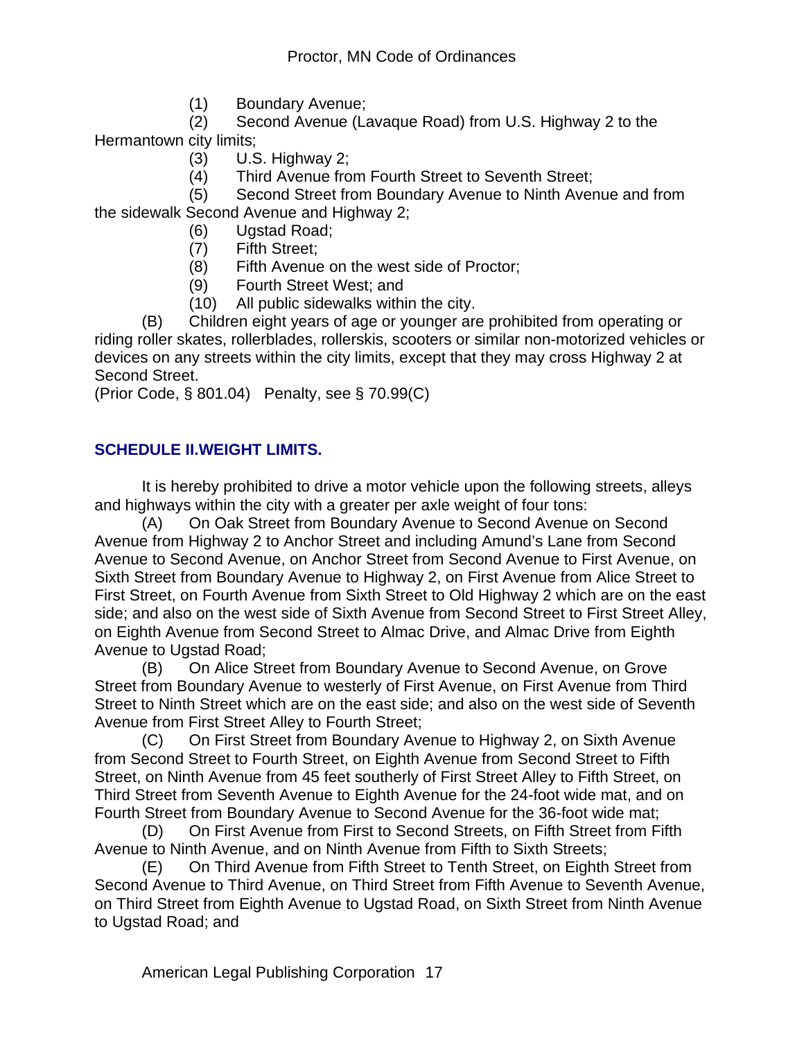(1) Boundary Avenue;

(2) Second Avenue (Lavaque Road) from U.S. Highway 2 to the Hermantown city limits;

(3) U.S. Highway 2;

(4) Third Avenue from Fourth Street to Seventh Street;

(5) Second Street from Boundary Avenue to Ninth Avenue and from the sidewalk Second Avenue and Highway 2;

(6) Ugstad Road;

(7) Fifth Street;

(8) Fifth Avenue on the west side of Proctor;

(9) Fourth Street West; and

(10) All public sidewalks within the city.

(B) Children eight years of age or younger are prohibited from operating or riding roller skates, rollerblades, rollerskis, scooters or similar non-motorized vehicles or devices on any streets within the city limits, except that they may cross Highway 2 at Second Street.

(Prior Code, § 801.04) Penalty, see § 70.99(C)

## SCHEDULE II.WEIGHT LIMITS.

It is hereby prohibited to drive a motor vehicle upon the following streets, alleys and highways within the city with a greater per axle weight of four tons:

(A) On Oak Street from Boundary Avenue to Second Avenue on Second Avenue from Highway 2 to Anchor Street and including Amund's Lane from Second Avenue to Second Avenue, on Anchor Street from Second Avenue to First Avenue, on Sixth Street from Boundary Avenue to Highway 2, on First Avenue from Alice Street to First Street, on Fourth Avenue from Sixth Street to Old Highway 2 which are on the east side; and also on the west side of Sixth Avenue from Second Street to First Street Alley, on Eighth Avenue from Second Street to Almac Drive, and Almac Drive from Eighth Avenue to Ugstad Road;

(B) On Alice Street from Boundary Avenue to Second Avenue, on Grove Street from Boundary Avenue to westerly of First Avenue, on First Avenue from Third Street to Ninth Street which are on the east side; and also on the west side of Seventh Avenue from First Street Alley to Fourth Street;

(C) On First Street from Boundary Avenue to Highway 2, on Sixth Avenue from Second Street to Fourth Street, on Eighth Avenue from Second Street to Fifth Street, on Ninth Avenue from 45 feet southerly of First Street Alley to Fifth Street, on Third Street from Seventh Avenue to Eighth Avenue for the 24-foot wide mat, and on Fourth Street from Boundary Avenue to Second Avenue for the 36-foot wide mat;

(D) On First Avenue from First to Second Streets, on Fifth Street from Fifth Avenue to Ninth Avenue, and on Ninth Avenue from Fifth to Sixth Streets;

(E) On Third Avenue from Fifth Street to Tenth Street, on Eighth Street from Second Avenue to Third Avenue, on Third Street from Fifth Avenue to Seventh Avenue, on Third Street from Eighth Avenue to Ugstad Road, on Sixth Street from Ninth Avenue to Ugstad Road; and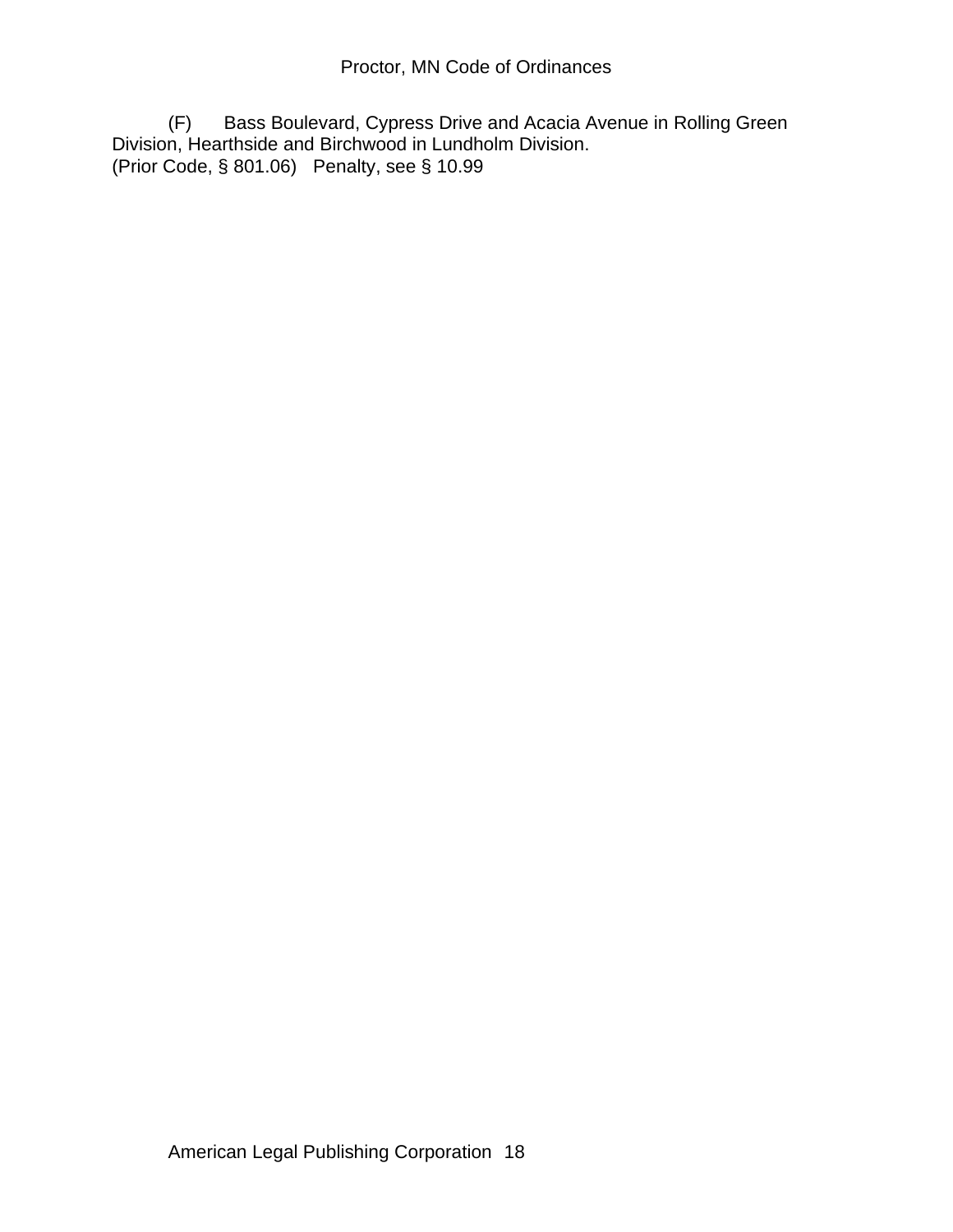(F) Bass Boulevard, Cypress Drive and Acacia Avenue in Rolling Green Division, Hearthside and Birchwood in Lundholm Division.

(Prior Code, § 801.06) Penalty, see § 10.99